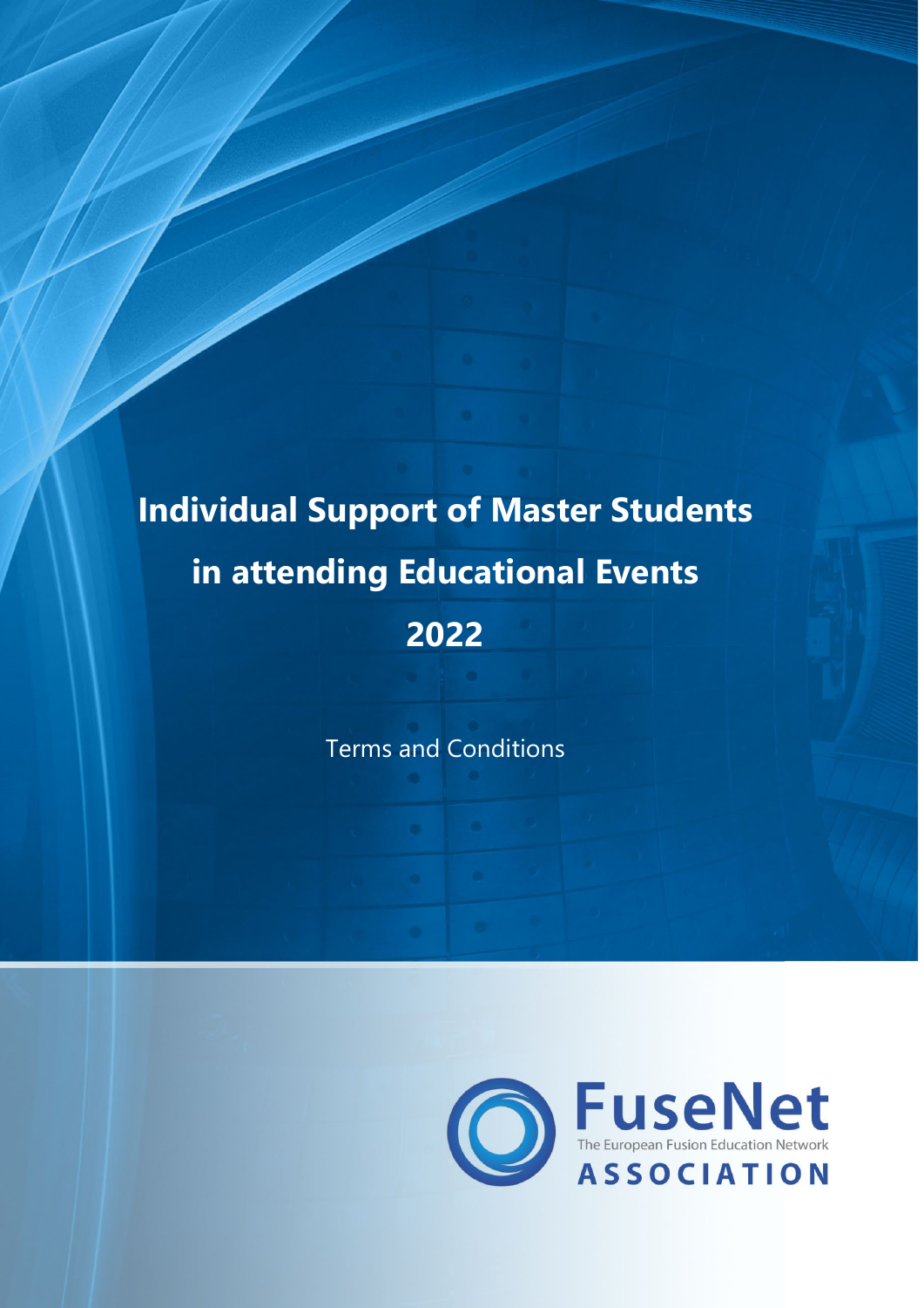# Individual Support of Master Students in attending Educational Events 2022

Terms and Conditions

FuseNet
The European Fusion Education Network
ASSOCIATION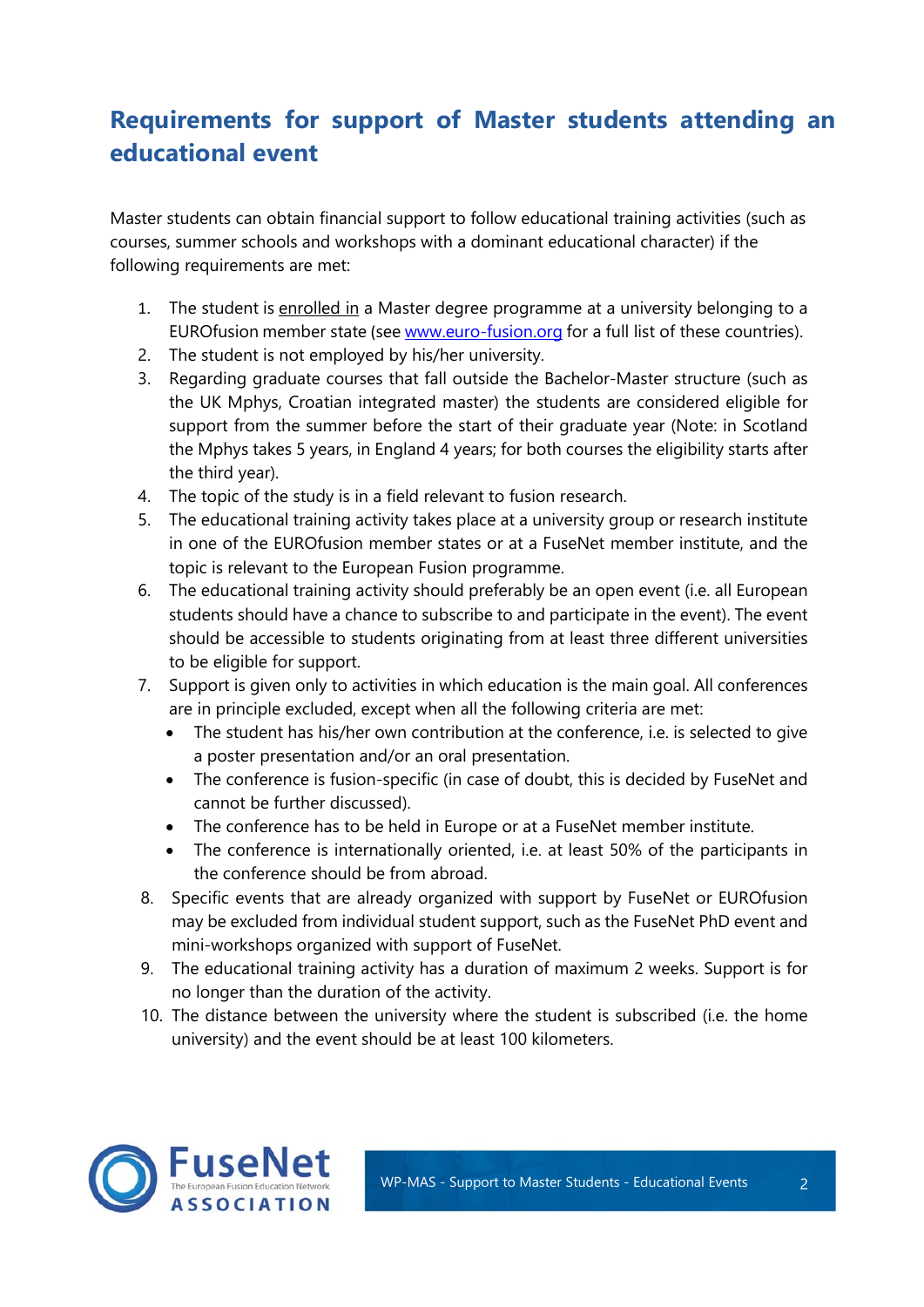# Requirements for support of Master students attending an educational event

Master students can obtain financial support to follow educational training activities (such as courses, summer schools and workshops with a dominant educational character) if the following requirements are met:

1. The student is enrolled in a Master degree programme at a university belonging to a EUROfusion member state (see [www.euro-fusion.org](http://www.euro-fusion.org) for a full list of these countries).
2. The student is not employed by his/her university.
3. Regarding graduate courses that fall outside the Bachelor-Master structure (such as the UK Mphys, Croatian integrated master) the students are considered eligible for support from the summer before the start of their graduate year (Note: in Scotland the Mphys takes 5 years, in England 4 years; for both courses the eligibility starts after the third year).
4. The topic of the study is in a field relevant to fusion research.
5. The educational training activity takes place at a university group or research institute in one of the EUROfusion member states or at a FuseNet member institute, and the topic is relevant to the European Fusion programme.
6. The educational training activity should preferably be an open event (i.e. all European students should have a chance to subscribe to and participate in the event). The event should be accessible to students originating from at least three different universities to be eligible for support.
7. Support is given only to activities in which education is the main goal. All conferences are in principle excluded, except when all the following criteria are met:
   - The student has his/her own contribution at the conference, i.e. is selected to give a poster presentation and/or an oral presentation.
   - The conference is fusion-specific (in case of doubt, this is decided by FuseNet and cannot be further discussed).
   - The conference has to be held in Europe or at a FuseNet member institute.
   - The conference is internationally oriented, i.e. at least 50% of the participants in the conference should be from abroad.
8. Specific events that are already organized with support by FuseNet or EUROfusion may be excluded from individual student support, such as the FuseNet PhD event and mini-workshops organized with support of FuseNet.
9. The educational training activity has a duration of maximum 2 weeks. Support is for no longer than the duration of the activity.
10. The distance between the university where the student is subscribed (i.e. the home university) and the event should be at least 100 kilometers.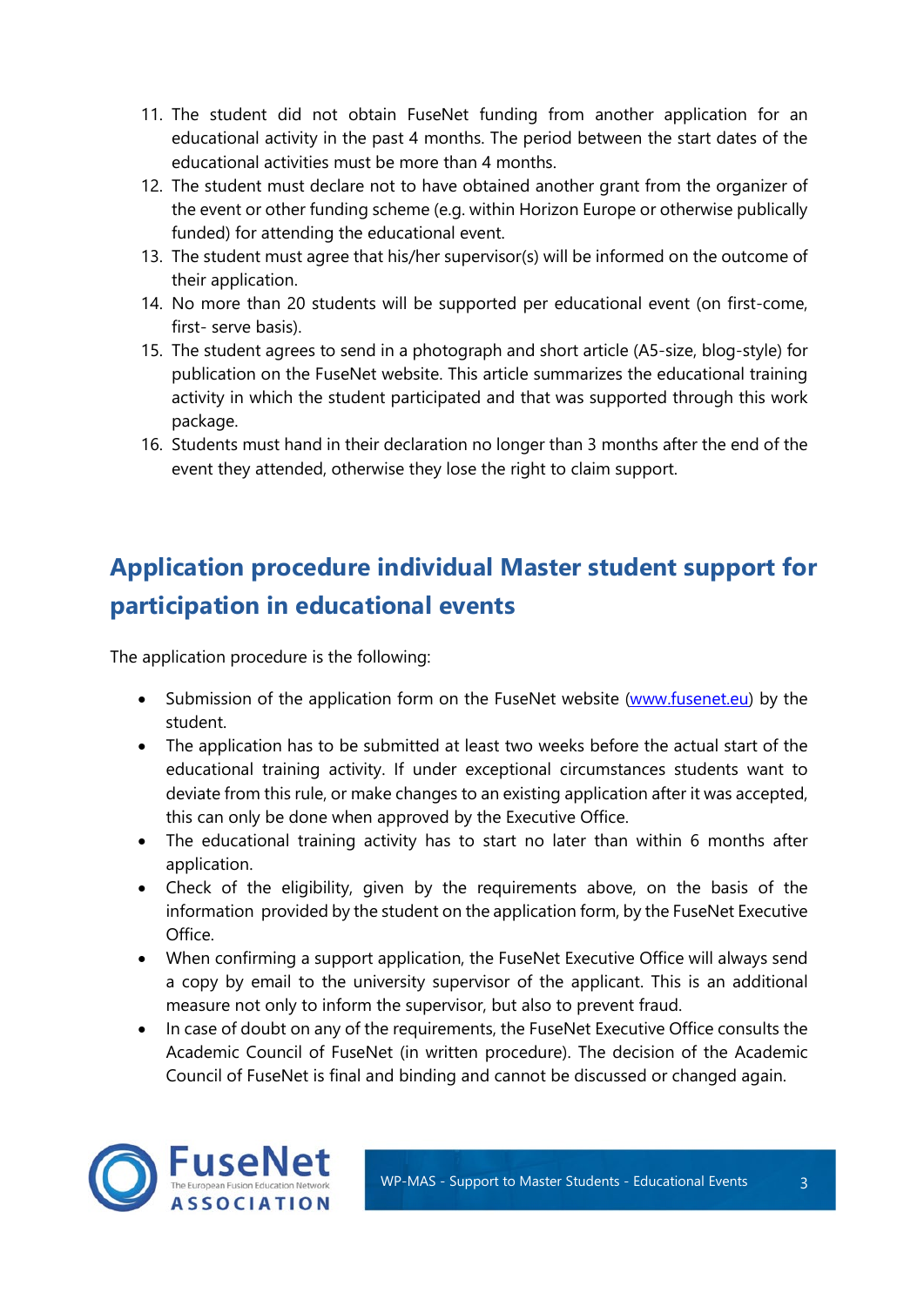11. The student did not obtain FuseNet funding from another application for an educational activity in the past 4 months. The period between the start dates of the educational activities must be more than 4 months.
12. The student must declare not to have obtained another grant from the organizer of the event or other funding scheme (e.g. within Horizon Europe or otherwise publically funded) for attending the educational event.
13. The student must agree that his/her supervisor(s) will be informed on the outcome of their application.
14. No more than 20 students will be supported per educational event (on first-come, first- serve basis).
15. The student agrees to send in a photograph and short article (A5-size, blog-style) for publication on the FuseNet website. This article summarizes the educational training activity in which the student participated and that was supported through this work package.
16. Students must hand in their declaration no longer than 3 months after the end of the event they attended, otherwise they lose the right to claim support.

## Application procedure individual Master student support for participation in educational events

The application procedure is the following:

- Submission of the application form on the FuseNet website (www.fusenet.eu) by the student.
- The application has to be submitted at least two weeks before the actual start of the educational training activity. If under exceptional circumstances students want to deviate from this rule, or make changes to an existing application after it was accepted, this can only be done when approved by the Executive Office.
- The educational training activity has to start no later than within 6 months after application.
- Check of the eligibility, given by the requirements above, on the basis of the information provided by the student on the application form, by the FuseNet Executive Office.
- When confirming a support application, the FuseNet Executive Office will always send a copy by email to the university supervisor of the applicant. This is an additional measure not only to inform the supervisor, but also to prevent fraud.
- In case of doubt on any of the requirements, the FuseNet Executive Office consults the Academic Council of FuseNet (in written procedure). The decision of the Academic Council of FuseNet is final and binding and cannot be discussed or changed again.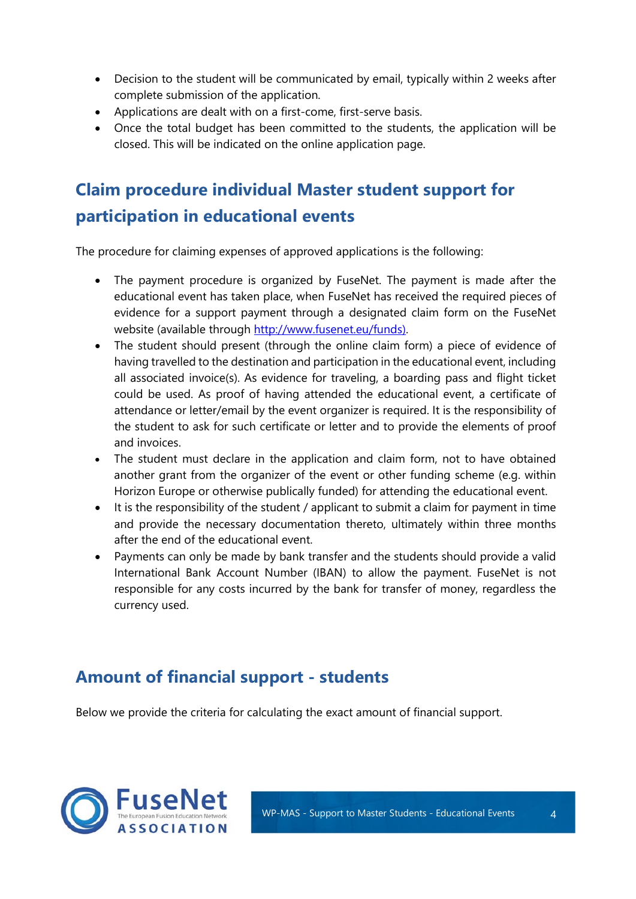- Decision to the student will be communicated by email, typically within 2 weeks after complete submission of the application.
- Applications are dealt with on a first-come, first-serve basis.
- Once the total budget has been committed to the students, the application will be closed. This will be indicated on the online application page.

## Claim procedure individual Master student support for participation in educational events

The procedure for claiming expenses of approved applications is the following:

- The payment procedure is organized by FuseNet. The payment is made after the educational event has taken place, when FuseNet has received the required pieces of evidence for a support payment through a designated claim form on the FuseNet website (available through [http://www.fusenet.eu/funds)](http://www.fusenet.eu/funds).
- The student should present (through the online claim form) a piece of evidence of having travelled to the destination and participation in the educational event, including all associated invoice(s). As evidence for traveling, a boarding pass and flight ticket could be used. As proof of having attended the educational event, a certificate of attendance or letter/email by the event organizer is required. It is the responsibility of the student to ask for such certificate or letter and to provide the elements of proof and invoices.
- The student must declare in the application and claim form, not to have obtained another grant from the organizer of the event or other funding scheme (e.g. within Horizon Europe or otherwise publically funded) for attending the educational event.
- It is the responsibility of the student / applicant to submit a claim for payment in time and provide the necessary documentation thereto, ultimately within three months after the end of the educational event.
- Payments can only be made by bank transfer and the students should provide a valid International Bank Account Number (IBAN) to allow the payment. FuseNet is not responsible for any costs incurred by the bank for transfer of money, regardless the currency used.

## Amount of financial support - students

Below we provide the criteria for calculating the exact amount of financial support.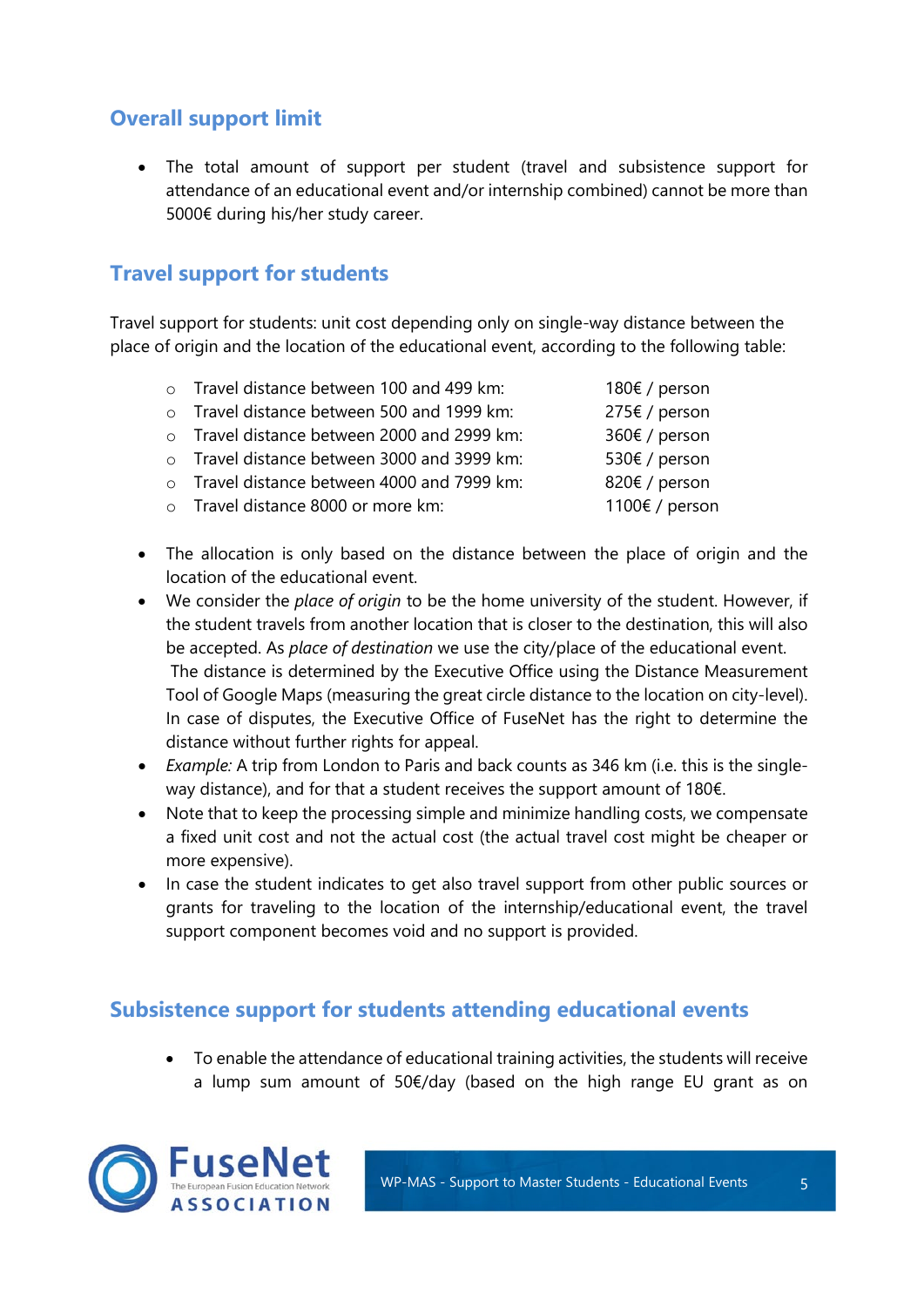## Overall support limit

- The total amount of support per student (travel and subsistence support for attendance of an educational event and/or internship combined) cannot be more than 5000€ during his/her study career.

## Travel support for students

Travel support for students: unit cost depending only on single-way distance between the place of origin and the location of the educational event, according to the following table:

- Travel distance between 100 and 499 km: 180€ / person
- Travel distance between 500 and 1999 km: 275€ / person
- Travel distance between 2000 and 2999 km: 360€ / person
- Travel distance between 3000 and 3999 km: 530€ / person
- Travel distance between 4000 and 7999 km: 820€ / person
- Travel distance 8000 or more km: 1100€ / person

- The allocation is only based on the distance between the place of origin and the location of the educational event.
- We consider the *place of origin* to be the home university of the student. However, if the student travels from another location that is closer to the destination, this will also be accepted. As *place of destination* we use the city/place of the educational event.
  The distance is determined by the Executive Office using the Distance Measurement Tool of Google Maps (measuring the great circle distance to the location on city-level). In case of disputes, the Executive Office of FuseNet has the right to determine the distance without further rights for appeal.
- *Example:* A trip from London to Paris and back counts as 346 km (i.e. this is the single-way distance), and for that a student receives the support amount of 180€.
- Note that to keep the processing simple and minimize handling costs, we compensate a fixed unit cost and not the actual cost (the actual travel cost might be cheaper or more expensive).
- In case the student indicates to get also travel support from other public sources or grants for traveling to the location of the internship/educational event, the travel support component becomes void and no support is provided.

## Subsistence support for students attending educational events

- To enable the attendance of educational training activities, the students will receive a lump sum amount of 50€/day (based on the high range EU grant as on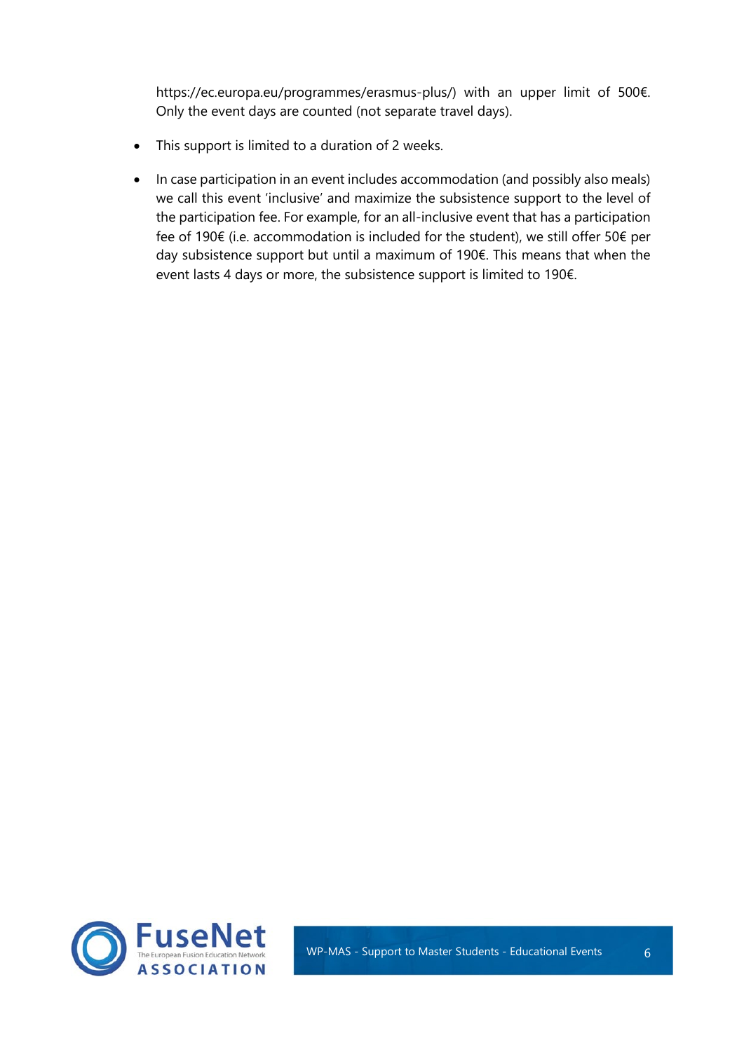https://ec.europa.eu/programmes/erasmus-plus/) with an upper limit of 500€. Only the event days are counted (not separate travel days).

- This support is limited to a duration of 2 weeks.
- In case participation in an event includes accommodation (and possibly also meals) we call this event 'inclusive' and maximize the subsistence support to the level of the participation fee. For example, for an all-inclusive event that has a participation fee of 190€ (i.e. accommodation is included for the student), we still offer 50€ per day subsistence support but until a maximum of 190€. This means that when the event lasts 4 days or more, the subsistence support is limited to 190€.